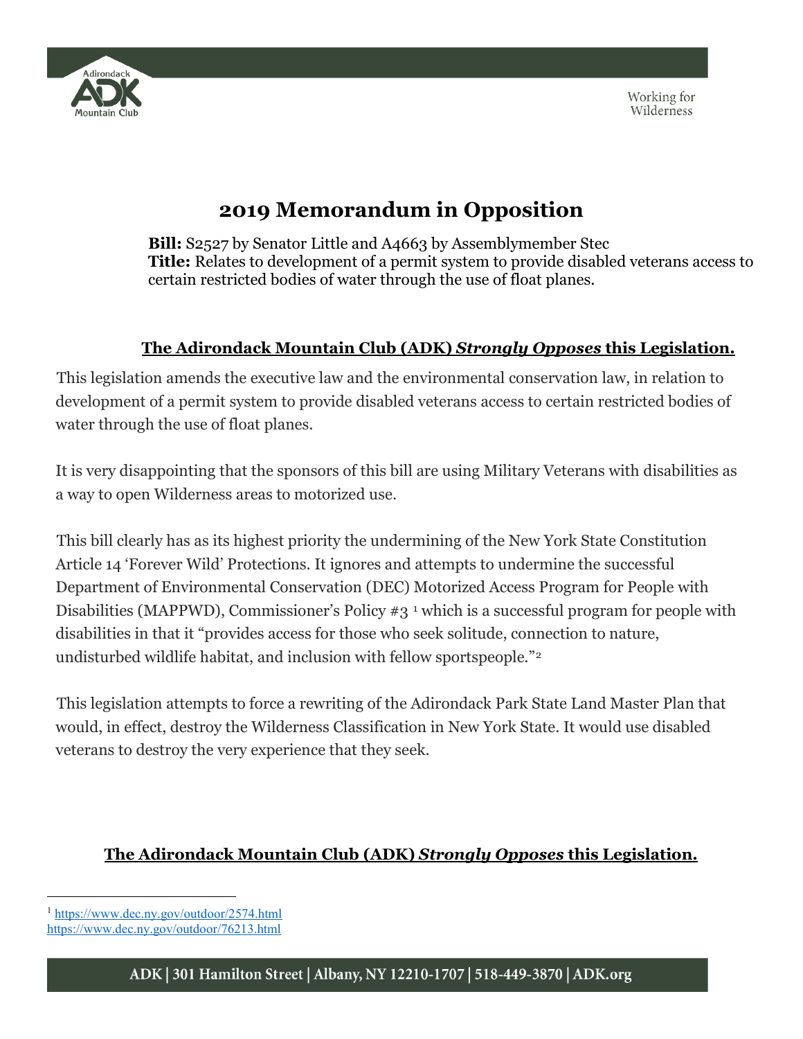Working for Wilderness

# 2019 Memorandum in Opposition

**Bill:** S2527 by Senator Little and A4663 by Assemblymember Stec
**Title:** Relates to development of a permit system to provide disabled veterans access to certain restricted bodies of water through the use of float planes.

**The Adirondack Mountain Club (ADK) *Strongly Opposes* this Legislation.**

This legislation amends the executive law and the environmental conservation law, in relation to development of a permit system to provide disabled veterans access to certain restricted bodies of water through the use of float planes.

It is very disappointing that the sponsors of this bill are using Military Veterans with disabilities as a way to open Wilderness areas to motorized use.

This bill clearly has as its highest priority the undermining of the New York State Constitution Article 14 'Forever Wild' Protections. It ignores and attempts to undermine the successful Department of Environmental Conservation (DEC) Motorized Access Program for People with Disabilities (MAPPWD), Commissioner's Policy #3 [1] which is a successful program for people with disabilities in that it "provides access for those who seek solitude, connection to nature, undisturbed wildlife habitat, and inclusion with fellow sportspeople."[2]

This legislation attempts to force a rewriting of the Adirondack Park State Land Master Plan that would, in effect, destroy the Wilderness Classification in New York State. It would use disabled veterans to destroy the very experience that they seek.

**The Adirondack Mountain Club (ADK) *Strongly Opposes* this Legislation.**

---

[1] https://www.dec.ny.gov/outdoor/2574.html
https://www.dec.ny.gov/outdoor/76213.html

ADK | 301 Hamilton Street | Albany, NY 12210-1707 | 518-449-3870 | ADK.org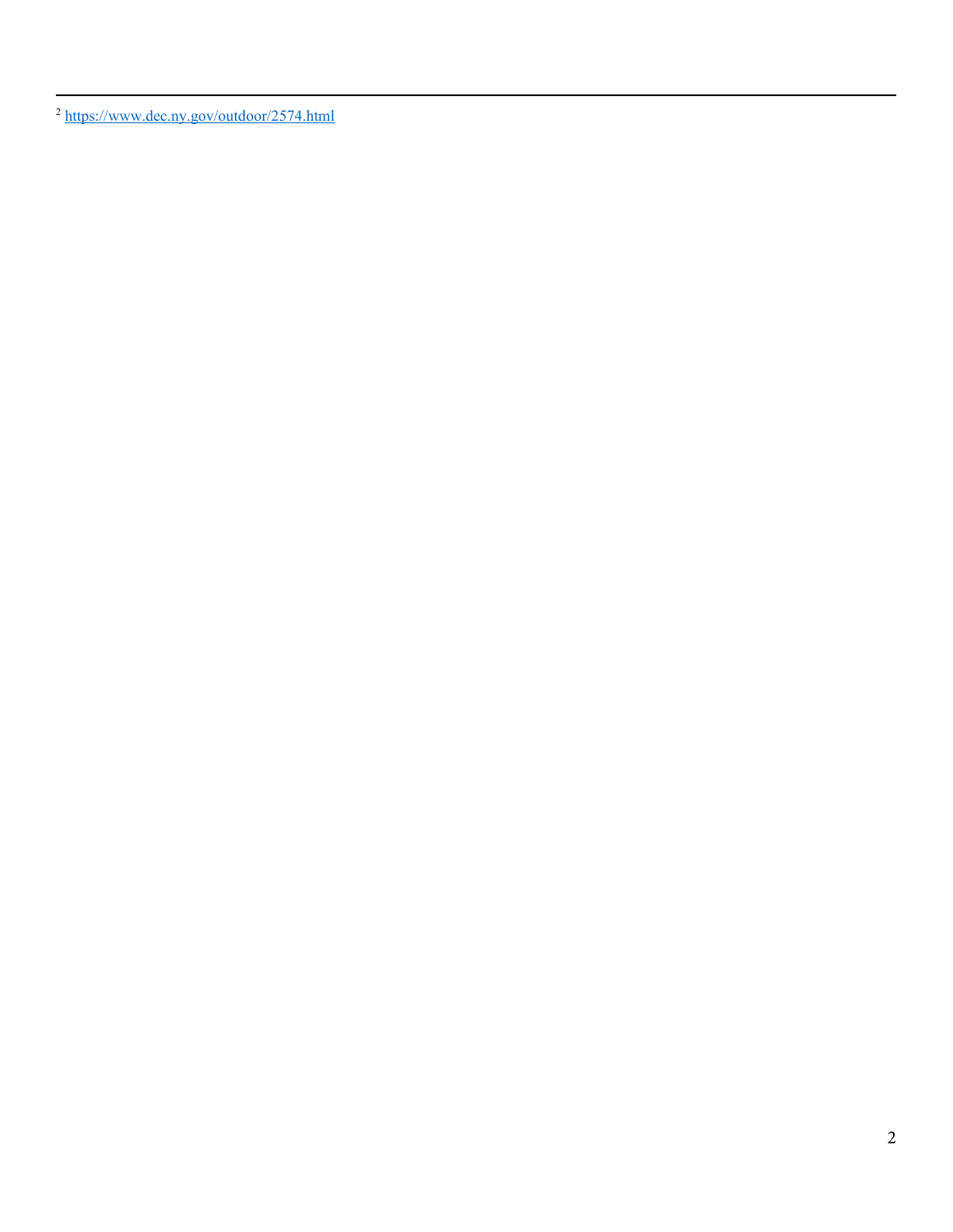[2] https://www.dec.ny.gov/outdoor/2574.html